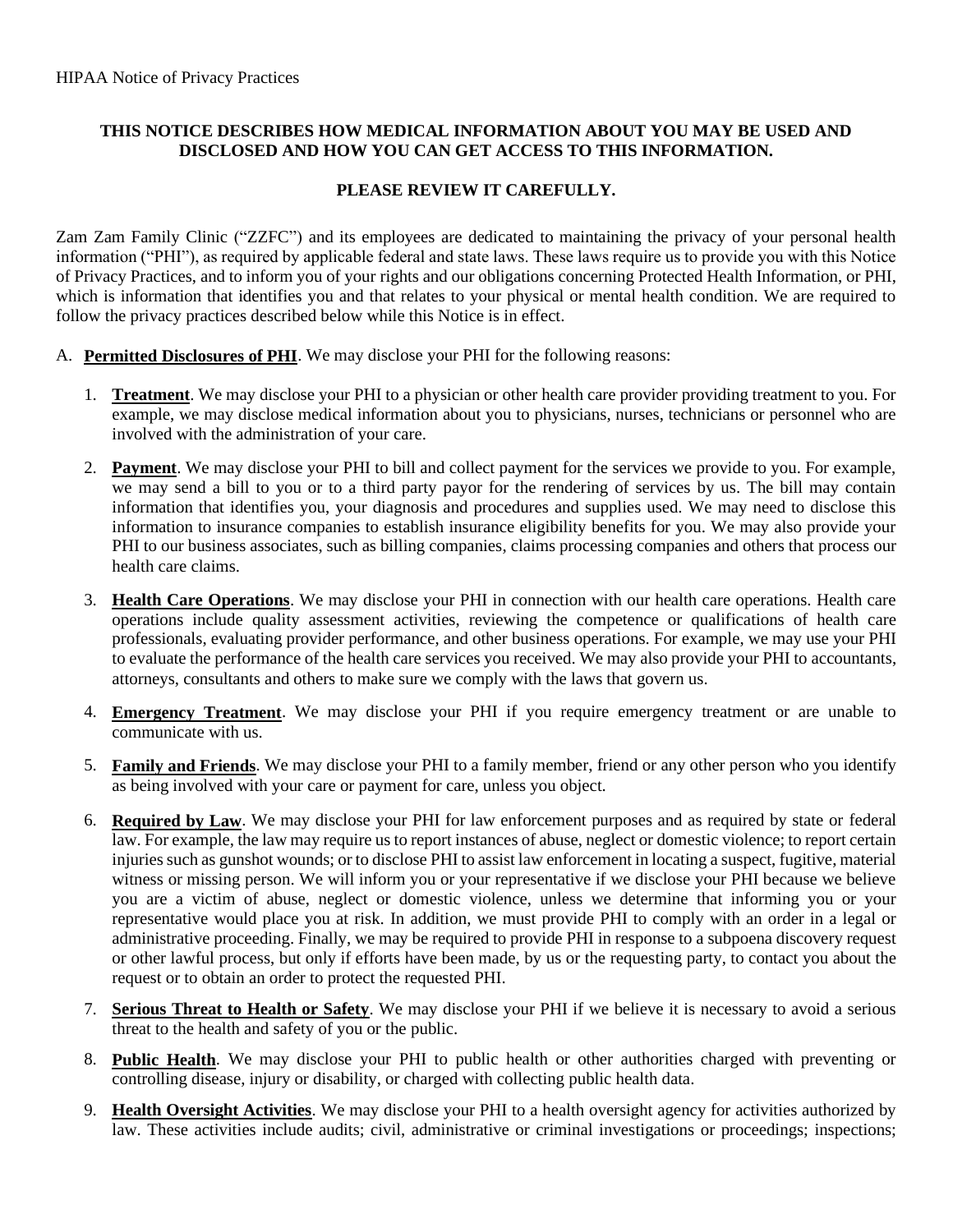HIPAA Notice of Privacy Practices

**THIS NOTICE DESCRIBES HOW MEDICAL INFORMATION ABOUT YOU MAY BE USED AND DISCLOSED AND HOW YOU CAN GET ACCESS TO THIS INFORMATION.**

**PLEASE REVIEW IT CAREFULLY.**

Zam Zam Family Clinic ("ZZFC") and its employees are dedicated to maintaining the privacy of your personal health information ("PHI"), as required by applicable federal and state laws. These laws require us to provide you with this Notice of Privacy Practices, and to inform you of your rights and our obligations concerning Protected Health Information, or PHI, which is information that identifies you and that relates to your physical or mental health condition. We are required to follow the privacy practices described below while this Notice is in effect.

A. **Permitted Disclosures of PHI**. We may disclose your PHI for the following reasons:

1. **Treatment**. We may disclose your PHI to a physician or other health care provider providing treatment to you. For example, we may disclose medical information about you to physicians, nurses, technicians or personnel who are involved with the administration of your care.

2. **Payment**. We may disclose your PHI to bill and collect payment for the services we provide to you. For example, we may send a bill to you or to a third party payor for the rendering of services by us. The bill may contain information that identifies you, your diagnosis and procedures and supplies used. We may need to disclose this information to insurance companies to establish insurance eligibility benefits for you. We may also provide your PHI to our business associates, such as billing companies, claims processing companies and others that process our health care claims.

3. **Health Care Operations**. We may disclose your PHI in connection with our health care operations. Health care operations include quality assessment activities, reviewing the competence or qualifications of health care professionals, evaluating provider performance, and other business operations. For example, we may use your PHI to evaluate the performance of the health care services you received. We may also provide your PHI to accountants, attorneys, consultants and others to make sure we comply with the laws that govern us.

4. **Emergency Treatment**. We may disclose your PHI if you require emergency treatment or are unable to communicate with us.

5. **Family and Friends**. We may disclose your PHI to a family member, friend or any other person who you identify as being involved with your care or payment for care, unless you object.

6. **Required by Law**. We may disclose your PHI for law enforcement purposes and as required by state or federal law. For example, the law may require us to report instances of abuse, neglect or domestic violence; to report certain injuries such as gunshot wounds; or to disclose PHI to assist law enforcement in locating a suspect, fugitive, material witness or missing person. We will inform you or your representative if we disclose your PHI because we believe you are a victim of abuse, neglect or domestic violence, unless we determine that informing you or your representative would place you at risk. In addition, we must provide PHI to comply with an order in a legal or administrative proceeding. Finally, we may be required to provide PHI in response to a subpoena discovery request or other lawful process, but only if efforts have been made, by us or the requesting party, to contact you about the request or to obtain an order to protect the requested PHI.

7. **Serious Threat to Health or Safety**. We may disclose your PHI if we believe it is necessary to avoid a serious threat to the health and safety of you or the public.

8. **Public Health**. We may disclose your PHI to public health or other authorities charged with preventing or controlling disease, injury or disability, or charged with collecting public health data.

9. **Health Oversight Activities**. We may disclose your PHI to a health oversight agency for activities authorized by law. These activities include audits; civil, administrative or criminal investigations or proceedings; inspections;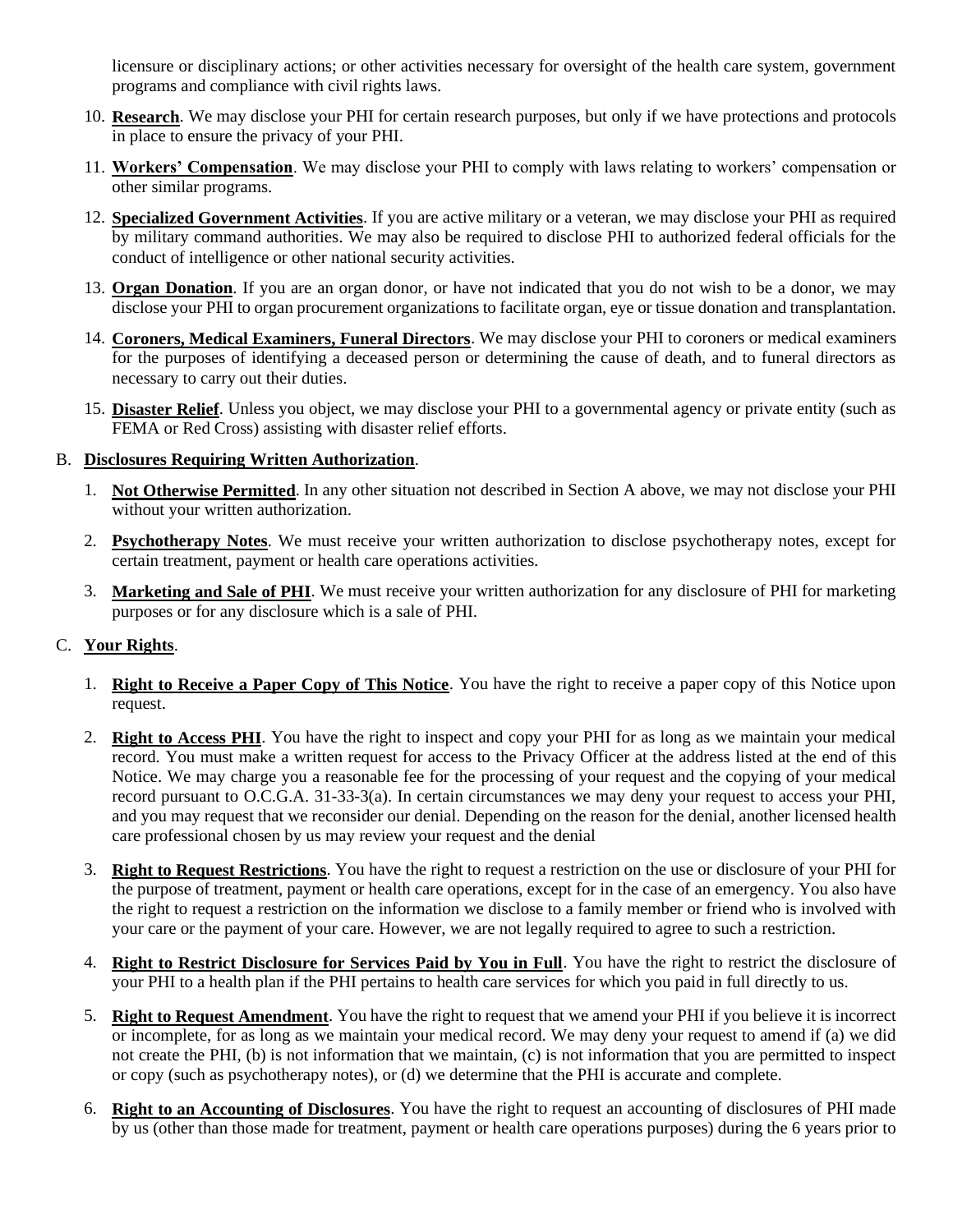licensure or disciplinary actions; or other activities necessary for oversight of the health care system, government programs and compliance with civil rights laws.

10. **Research**. We may disclose your PHI for certain research purposes, but only if we have protections and protocols in place to ensure the privacy of your PHI.

11. **Workers' Compensation**. We may disclose your PHI to comply with laws relating to workers' compensation or other similar programs.

12. **Specialized Government Activities**. If you are active military or a veteran, we may disclose your PHI as required by military command authorities. We may also be required to disclose PHI to authorized federal officials for the conduct of intelligence or other national security activities.

13. **Organ Donation**. If you are an organ donor, or have not indicated that you do not wish to be a donor, we may disclose your PHI to organ procurement organizations to facilitate organ, eye or tissue donation and transplantation.

14. **Coroners, Medical Examiners, Funeral Directors**. We may disclose your PHI to coroners or medical examiners for the purposes of identifying a deceased person or determining the cause of death, and to funeral directors as necessary to carry out their duties.

15. **Disaster Relief**. Unless you object, we may disclose your PHI to a governmental agency or private entity (such as FEMA or Red Cross) assisting with disaster relief efforts.

B. **Disclosures Requiring Written Authorization**.

1. **Not Otherwise Permitted**. In any other situation not described in Section A above, we may not disclose your PHI without your written authorization.

2. **Psychotherapy Notes**. We must receive your written authorization to disclose psychotherapy notes, except for certain treatment, payment or health care operations activities.

3. **Marketing and Sale of PHI**. We must receive your written authorization for any disclosure of PHI for marketing purposes or for any disclosure which is a sale of PHI.

C. **Your Rights**.

1. **Right to Receive a Paper Copy of This Notice**. You have the right to receive a paper copy of this Notice upon request.

2. **Right to Access PHI**. You have the right to inspect and copy your PHI for as long as we maintain your medical record. You must make a written request for access to the Privacy Officer at the address listed at the end of this Notice. We may charge you a reasonable fee for the processing of your request and the copying of your medical record pursuant to O.C.G.A. 31-33-3(a). In certain circumstances we may deny your request to access your PHI, and you may request that we reconsider our denial. Depending on the reason for the denial, another licensed health care professional chosen by us may review your request and the denial

3. **Right to Request Restrictions**. You have the right to request a restriction on the use or disclosure of your PHI for the purpose of treatment, payment or health care operations, except for in the case of an emergency. You also have the right to request a restriction on the information we disclose to a family member or friend who is involved with your care or the payment of your care. However, we are not legally required to agree to such a restriction.

4. **Right to Restrict Disclosure for Services Paid by You in Full**. You have the right to restrict the disclosure of your PHI to a health plan if the PHI pertains to health care services for which you paid in full directly to us.

5. **Right to Request Amendment**. You have the right to request that we amend your PHI if you believe it is incorrect or incomplete, for as long as we maintain your medical record. We may deny your request to amend if (a) we did not create the PHI, (b) is not information that we maintain, (c) is not information that you are permitted to inspect or copy (such as psychotherapy notes), or (d) we determine that the PHI is accurate and complete.

6. **Right to an Accounting of Disclosures**. You have the right to request an accounting of disclosures of PHI made by us (other than those made for treatment, payment or health care operations purposes) during the 6 years prior to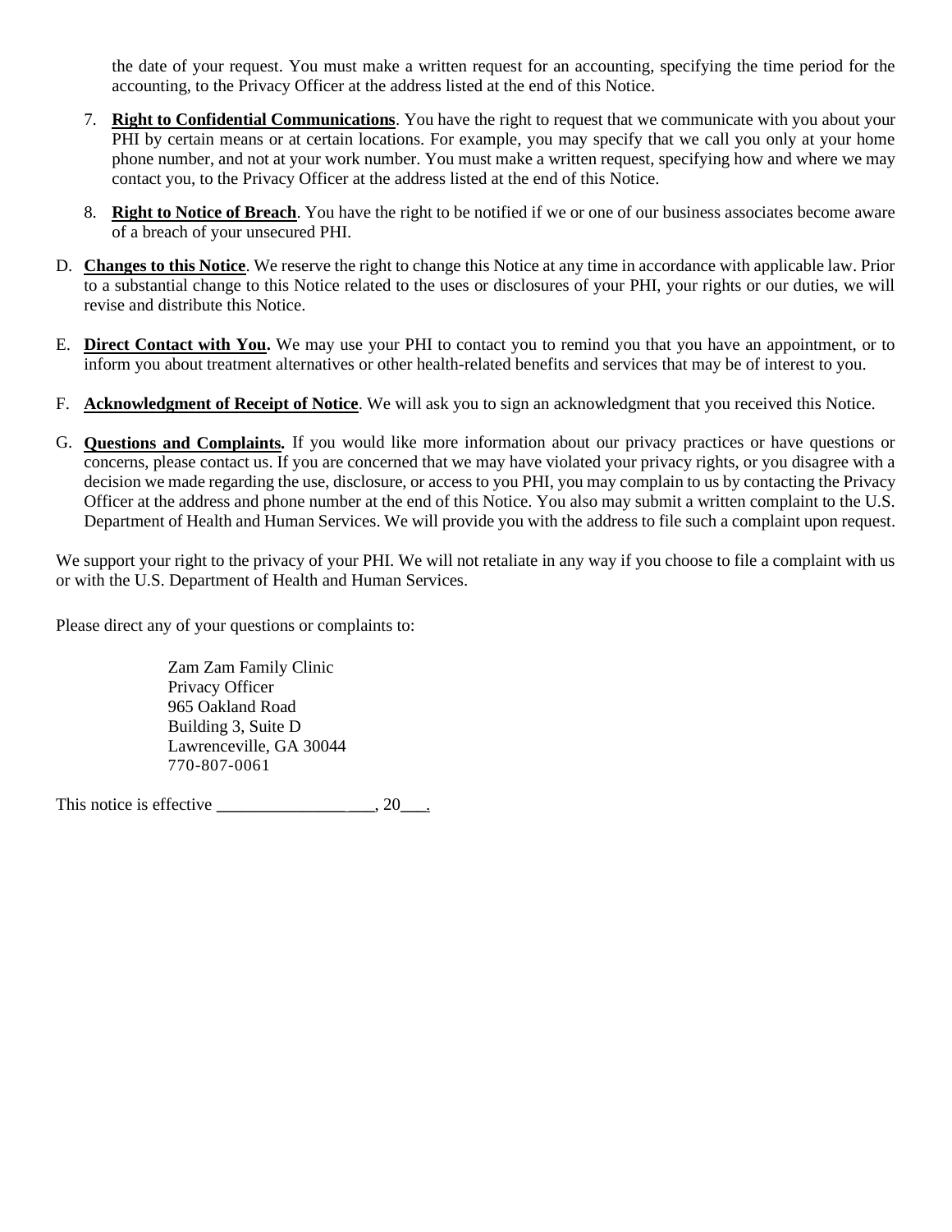the date of your request. You must make a written request for an accounting, specifying the time period for the accounting, to the Privacy Officer at the address listed at the end of this Notice.

7. **Right to Confidential Communications**. You have the right to request that we communicate with you about your PHI by certain means or at certain locations. For example, you may specify that we call you only at your home phone number, and not at your work number. You must make a written request, specifying how and where we may contact you, to the Privacy Officer at the address listed at the end of this Notice.

8. **Right to Notice of Breach**. You have the right to be notified if we or one of our business associates become aware of a breach of your unsecured PHI.

D. **Changes to this Notice**. We reserve the right to change this Notice at any time in accordance with applicable law. Prior to a substantial change to this Notice related to the uses or disclosures of your PHI, your rights or our duties, we will revise and distribute this Notice.

E. **Direct Contact with You.** We may use your PHI to contact you to remind you that you have an appointment, or to inform you about treatment alternatives or other health-related benefits and services that may be of interest to you.

F. **Acknowledgment of Receipt of Notice**. We will ask you to sign an acknowledgment that you received this Notice.

G. **Questions and Complaints.** If you would like more information about our privacy practices or have questions or concerns, please contact us. If you are concerned that we may have violated your privacy rights, or you disagree with a decision we made regarding the use, disclosure, or access to you PHI, you may complain to us by contacting the Privacy Officer at the address and phone number at the end of this Notice. You also may submit a written complaint to the U.S. Department of Health and Human Services. We will provide you with the address to file such a complaint upon request.

We support your right to the privacy of your PHI. We will not retaliate in any way if you choose to file a complaint with us or with the U.S. Department of Health and Human Services.

Please direct any of your questions or complaints to:

Zam Zam Family Clinic
Privacy Officer
965 Oakland Road
Building 3, Suite D
Lawrenceville, GA 30044
770-807-0061

This notice is effective ____________________, 20___.